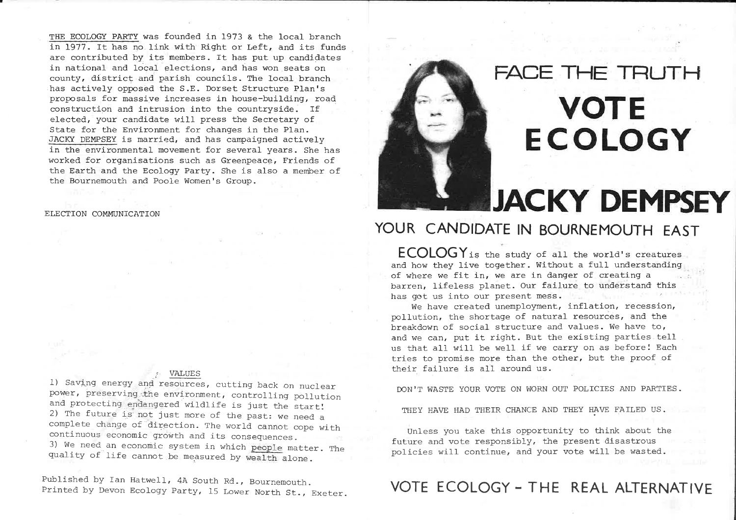THE ECOLOGY PARTY was founded in 1973 & the local branch in 1977. It has no link with Right or Left, and its funds are contributed by its members. It has put up candidates in national and local elections, and has won seats on county, district and parish councils. The local branch has actively opposed the S.E. Dorset Structure Plan's proposals for massive increases in house-building, road construction and intrusion into the countryside. If elected, your candidate will press the Secretary of State for the Environment for changes in the Plan.

JACKY DEMPSEY is married, and has campaigned actively in the environmental movement for several years. She has worked for organisations such as Greenpeace, Friends of the Earth and the Ecology Party. She is also a member of the Bournemouth and Poole Women's Group.

ELECTION COMMUNICATION

VALUES

1) Saving energy and resources, cutting back on nuclear power, preserving the environment, controlling pollution and protecting endangered wildlife is just the start!
2) The future is not just more of the past: we need a complete change of direction. The world cannot cope with continuous economic growth and its consequences.
3) We need an economic system in which people matter. The quality of life cannot be measured by wealth alone.

Published by Ian Hatwell, 4A South Rd., Bournemouth.
Printed by Devon Ecology Party, 15 Lower North St., Exeter.

# FACE THE TRUTH

# VOTE ECOLOGY

# JACKY DEMPSEY

## YOUR CANDIDATE IN BOURNEMOUTH EAST

ECOLOGY is the study of all the world's creatures and how they live together. Without a full understanding of where we fit in, we are in danger of creating a barren, lifeless planet. Our failure to understand this has got us into our present mess.

We have created unemployment, inflation, recession, pollution, the shortage of natural resources, and the breakdown of social structure and values. We have to, and we can, put it right. But the existing parties tell us that all will be well if we carry on as before! Each tries to promise more than the other, but the proof of their failure is all around us.

DON'T WASTE YOUR VOTE ON WORN OUT POLICIES AND PARTIES.

THEY HAVE HAD THEIR CHANCE AND THEY HAVE FAILED US.

Unless you take this opportunity to think about the future and vote responsibly, the present disastrous policies will continue, and your vote will be wasted.

## VOTE ECOLOGY - THE REAL ALTERNATIVE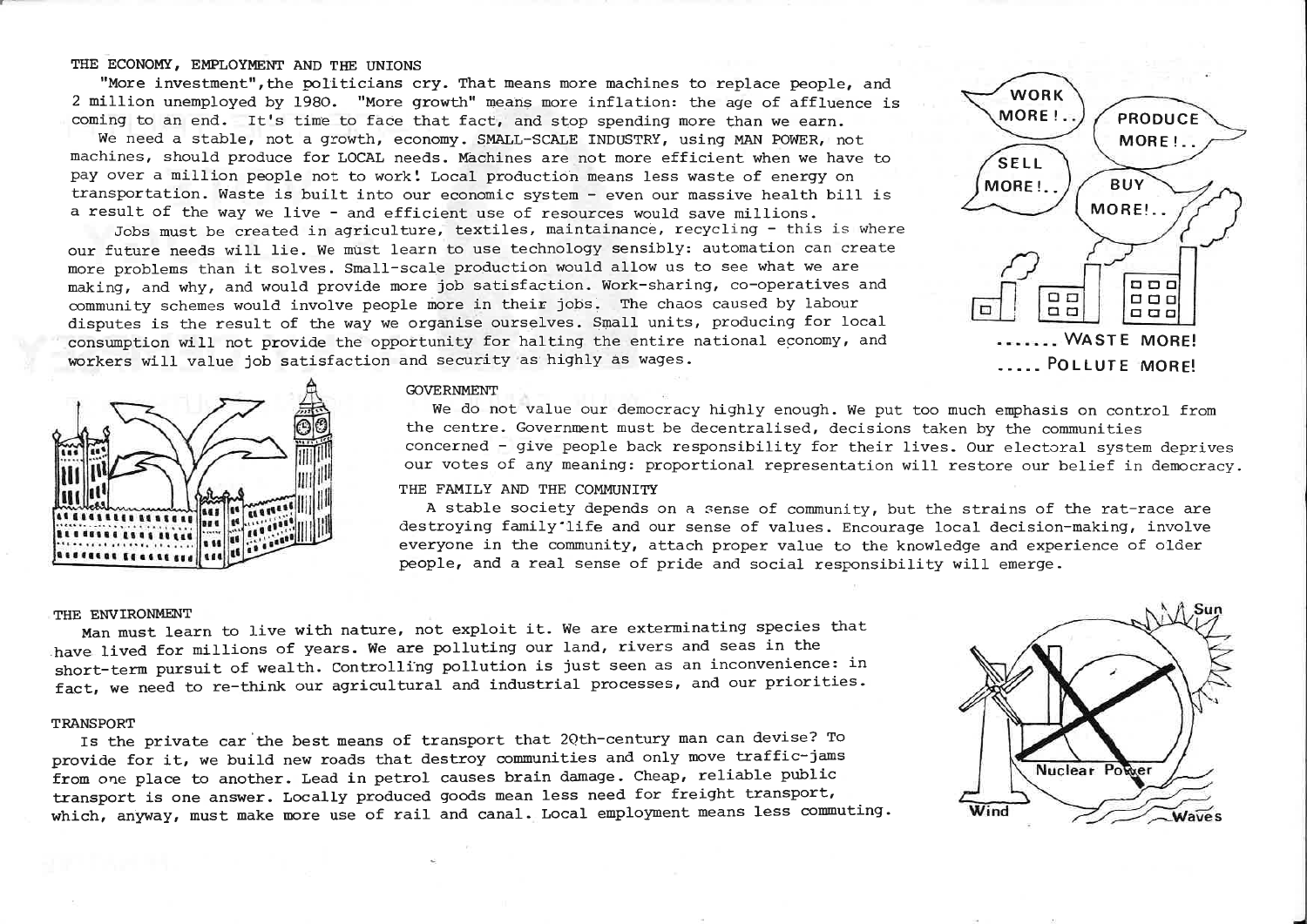## THE ECONOMY, EMPLOYMENT AND THE UNIONS

"More investment", the politicians cry. That means more machines to replace people, and 2 million unemployed by 1980. "More growth" means more inflation: the age of affluence is coming to an end. It's time to face that fact, and stop spending more than we earn.

We need a stable, not a growth, economy. SMALL-SCALE INDUSTRY, using MAN POWER, not machines, should produce for LOCAL needs. Machines are not more efficient when we have to pay over a million people not to work! Local production means less waste of energy on transportation. Waste is built into our economic system - even our massive health bill is a result of the way we live - and efficient use of resources would save millions.

Jobs must be created in agriculture, textiles, maintainance, recycling - this is where our future needs will lie. We must learn to use technology sensibly: automation can create more problems than it solves. Small-scale production would allow us to see what we are making, and why, and would provide more job satisfaction. Work-sharing, co-operatives and community schemes would involve people more in their jobs. The chaos caused by labour disputes is the result of the way we organise ourselves. Small units, producing for local consumption will not provide the opportunity for halting the entire national economy, and workers will value job satisfaction and security as highly as wages.

WORK MORE!..
PRODUCE MORE!..
SELL MORE!..
BUY MORE!..
....... WASTE MORE!
..... POLLUTE MORE!

## GOVERNMENT

We do not value our democracy highly enough. We put too much emphasis on control from the centre. Government must be decentralised, decisions taken by the communities concerned - give people back responsibility for their lives. Our electoral system deprives our votes of any meaning: proportional representation will restore our belief in democracy.

## THE FAMILY AND THE COMMUNITY

A stable society depends on a sense of community, but the strains of the rat-race are destroying family life and our sense of values. Encourage local decision-making, involve everyone in the community, attach proper value to the knowledge and experience of older people, and a real sense of pride and social responsibility will emerge.

## THE ENVIRONMENT

Man must learn to live with nature, not exploit it. We are exterminating species that have lived for millions of years. We are polluting our land, rivers and seas in the short-term pursuit of wealth. Controlling pollution is just seen as an inconvenience: in fact, we need to re-think our agricultural and industrial processes, and our priorities.

## TRANSPORT

Is the private car the best means of transport that 20th-century man can devise? To provide for it, we build new roads that destroy communities and only move traffic-jams from one place to another. Lead in petrol causes brain damage. Cheap, reliable public transport is one answer. Locally produced goods mean less need for freight transport, which, anyway, must make more use of rail and canal. Local employment means less commuting.

Sun
Nuclear Power
Wind
Waves